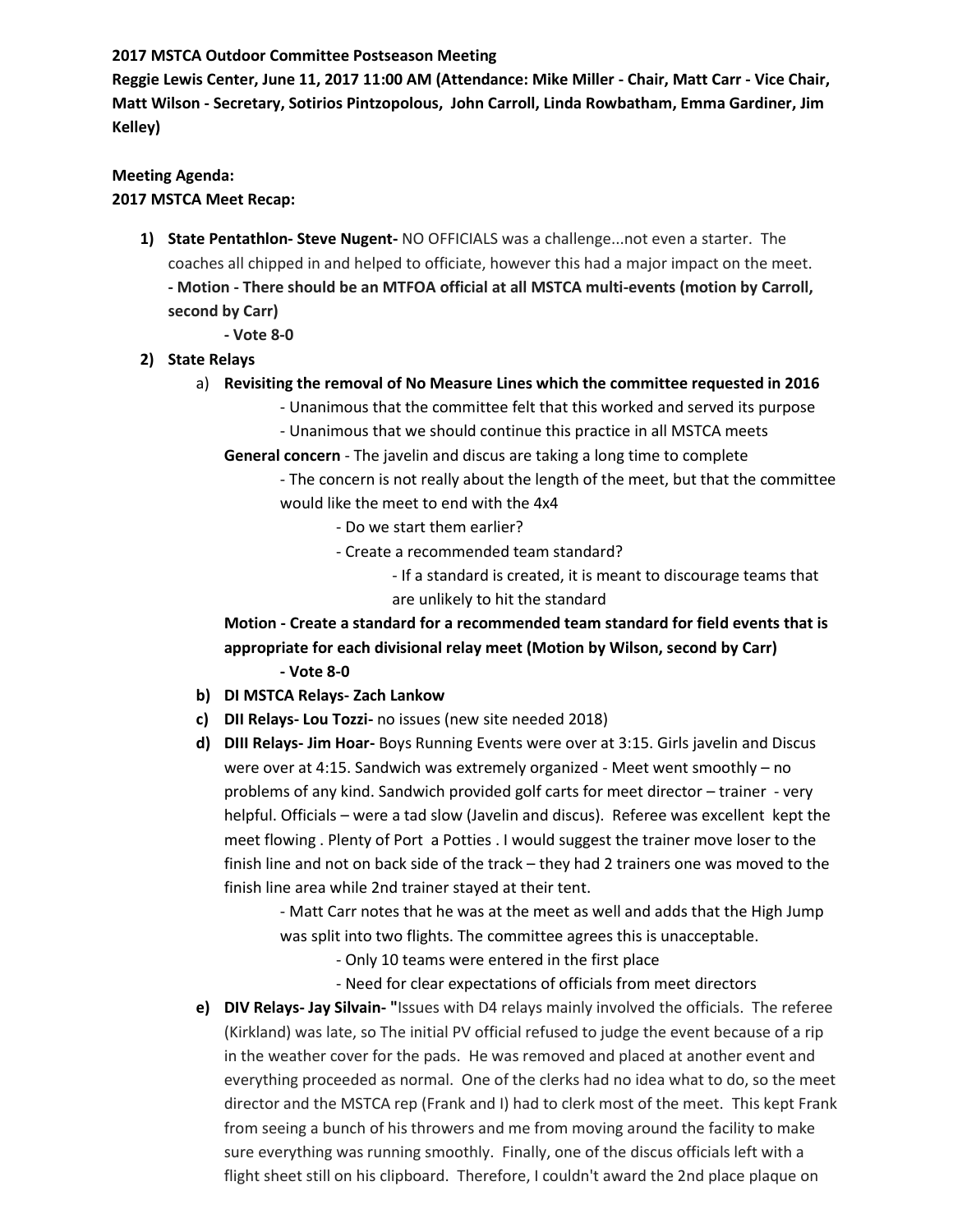**2017 MSTCA Outdoor Committee Postseason Meeting**

**Reggie Lewis Center, June 11, 2017 11:00 AM (Attendance: Mike Miller - Chair, Matt Carr - Vice Chair, Matt Wilson - Secretary, Sotirios Pintzopolous, John Carroll, Linda Rowbatham, Emma Gardiner, Jim Kelley)**

**Meeting Agenda:**

**2017 MSTCA Meet Recap:**

1) **State Pentathlon- Steve Nugent-** NO OFFICIALS was a challenge...not even a starter. The coaches all chipped in and helped to officiate, however this had a major impact on the meet.
   **- Motion - There should be an MTFOA official at all MSTCA multi-events (motion by Carroll, second by Carr)**
      **- Vote 8-0**
2) **State Relays**
   a) **Revisiting the removal of No Measure Lines which the committee requested in 2016**
      - Unanimous that the committee felt that this worked and served its purpose
      - Unanimous that we should continue this practice in all MSTCA meets

   **General concern** - The javelin and discus are taking a long time to complete
      - The concern is not really about the length of the meet, but that the committee would like the meet to end with the 4x4
         - Do we start them earlier?
         - Create a recommended team standard?
            - If a standard is created, it is meant to discourage teams that are unlikely to hit the standard

   **Motion - Create a standard for a recommended team standard for field events that is appropriate for each divisional relay meet (Motion by Wilson, second by Carr)**
      **- Vote 8-0**

   b) **DI MSTCA Relays- Zach Lankow**
   c) **DII Relays- Lou Tozzi-** no issues (new site needed 2018)
   d) **DIII Relays- Jim Hoar-** Boys Running Events were over at 3:15. Girls javelin and Discus were over at 4:15. Sandwich was extremely organized - Meet went smoothly – no problems of any kind. Sandwich provided golf carts for meet director – trainer - very helpful. Officials – were a tad slow (Javelin and discus). Referee was excellent kept the meet flowing . Plenty of Port a Potties . I would suggest the trainer move loser to the finish line and not on back side of the track – they had 2 trainers one was moved to the finish line area while 2nd trainer stayed at their tent.
      - Matt Carr notes that he was at the meet as well and adds that the High Jump was split into two flights. The committee agrees this is unacceptable.
         - Only 10 teams were entered in the first place
         - Need for clear expectations of officials from meet directors
   e) **DIV Relays- Jay Silvain- "**Issues with D4 relays mainly involved the officials. The referee (Kirkland) was late, so The initial PV official refused to judge the event because of a rip in the weather cover for the pads. He was removed and placed at another event and everything proceeded as normal. One of the clerks had no idea what to do, so the meet director and the MSTCA rep (Frank and I) had to clerk most of the meet. This kept Frank from seeing a bunch of his throwers and me from moving around the facility to make sure everything was running smoothly. Finally, one of the discus officials left with a flight sheet still on his clipboard. Therefore, I couldn't award the 2nd place plaque on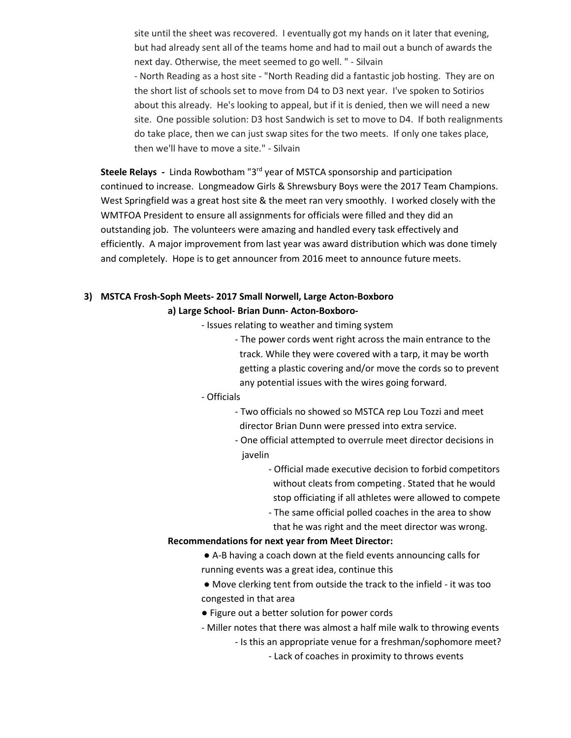site until the sheet was recovered.  I eventually got my hands on it later that evening, but had already sent all of the teams home and had to mail out a bunch of awards the next day. Otherwise, the meet seemed to go well. " - Silvain

- North Reading as a host site - "North Reading did a fantastic job hosting.  They are on the short list of schools set to move from D4 to D3 next year.  I've spoken to Sotirios about this already.  He's looking to appeal, but if it is denied, then we will need a new site.  One possible solution: D3 host Sandwich is set to move to D4.  If both realignments do take place, then we can just swap sites for the two meets.  If only one takes place, then we'll have to move a site." - Silvain

**Steele Relays -** Linda Rowbotham "3rd year of MSTCA sponsorship and participation continued to increase.  Longmeadow Girls & Shrewsbury Boys were the 2017 Team Champions.  West Springfield was a great host site & the meet ran very smoothly.  I worked closely with the WMTFOA President to ensure all assignments for officials were filled and they did an outstanding job.  The volunteers were amazing and handled every task effectively and efficiently.  A major improvement from last year was award distribution which was done timely and completely.  Hope is to get announcer from 2016 meet to announce future meets.

**3) MSTCA Frosh-Soph Meets- 2017 Small Norwell, Large Acton-Boxboro**

**a) Large School- Brian Dunn- Acton-Boxboro-**

- Issues relating to weather and timing system
  - The power cords went right across the main entrance to the track. While they were covered with a tarp, it may be worth getting a plastic covering and/or move the cords so to prevent any potential issues with the wires going forward.
- Officials
  - Two officials no showed so MSTCA rep Lou Tozzi and meet director Brian Dunn were pressed into extra service.
  - One official attempted to overrule meet director decisions in javelin
    - Official made executive decision to forbid competitors without cleats from competing. Stated that he would stop officiating if all athletes were allowed to compete
    - The same official polled coaches in the area to show that he was right and the meet director was wrong.

**Recommendations for next year from Meet Director:**

- A-B having a coach down at the field events announcing calls for running events was a great idea, continue this
- Move clerking tent from outside the track to the infield - it was too congested in that area
- Figure out a better solution for power cords

- Miller notes that there was almost a half mile walk to throwing events
  - Is this an appropriate venue for a freshman/sophomore meet?
    - Lack of coaches in proximity to throws events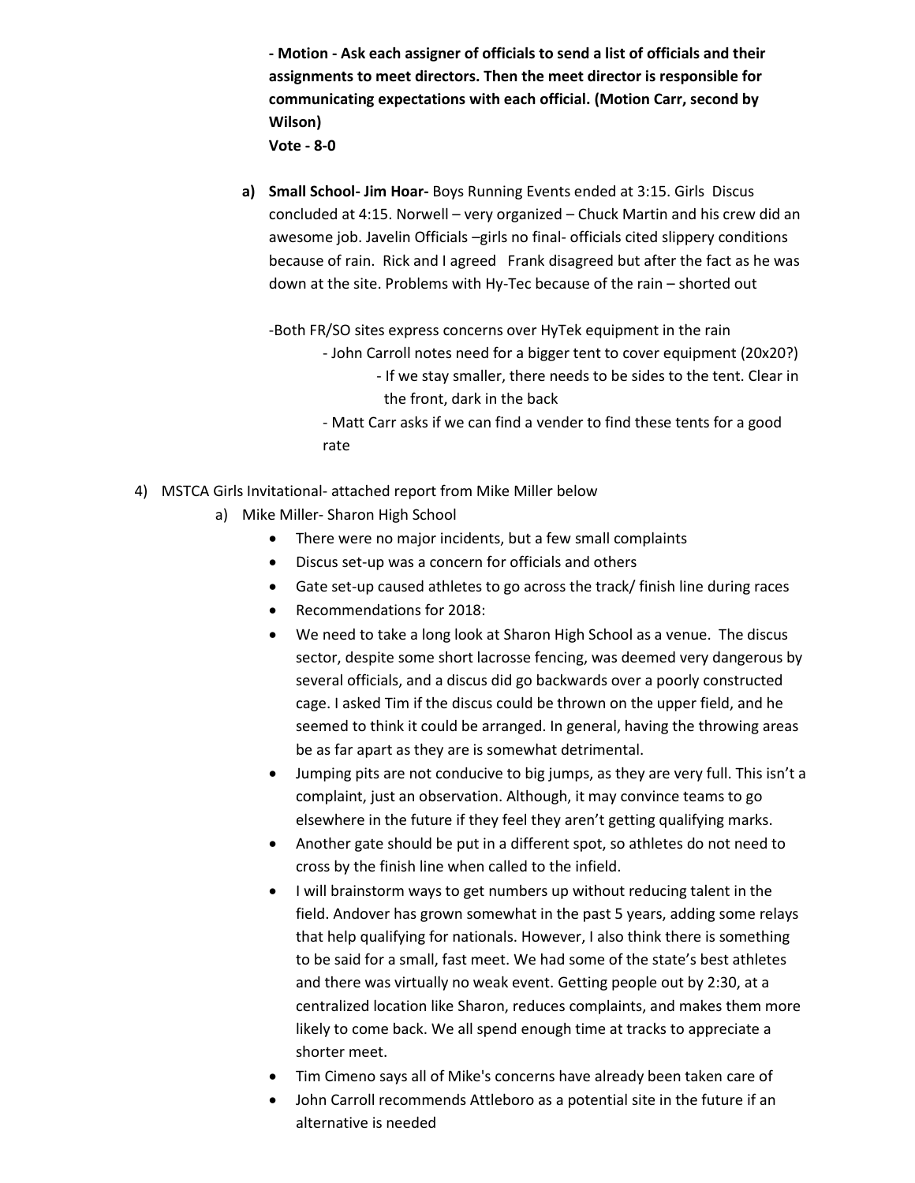**- Motion - Ask each assigner of officials to send a list of officials and their assignments to meet directors. Then the meet director is responsible for communicating expectations with each official. (Motion Carr, second by Wilson)**
**Vote - 8-0**

a) **Small School- Jim Hoar-** Boys Running Events ended at 3:15. Girls Discus concluded at 4:15. Norwell – very organized – Chuck Martin and his crew did an awesome job. Javelin Officials –girls no final- officials cited slippery conditions because of rain. Rick and I agreed Frank disagreed but after the fact as he was down at the site. Problems with Hy-Tec because of the rain – shorted out

-Both FR/SO sites express concerns over HyTek equipment in the rain
- John Carroll notes need for a bigger tent to cover equipment (20x20?)
  - If we stay smaller, there needs to be sides to the tent. Clear in the front, dark in the back
- Matt Carr asks if we can find a vender to find these tents for a good rate

4) MSTCA Girls Invitational- attached report from Mike Miller below
   a) Mike Miller- Sharon High School
      - There were no major incidents, but a few small complaints
      - Discus set-up was a concern for officials and others
      - Gate set-up caused athletes to go across the track/ finish line during races
      - Recommendations for 2018:
      - We need to take a long look at Sharon High School as a venue. The discus sector, despite some short lacrosse fencing, was deemed very dangerous by several officials, and a discus did go backwards over a poorly constructed cage. I asked Tim if the discus could be thrown on the upper field, and he seemed to think it could be arranged. In general, having the throwing areas be as far apart as they are is somewhat detrimental.
      - Jumping pits are not conducive to big jumps, as they are very full. This isn't a complaint, just an observation. Although, it may convince teams to go elsewhere in the future if they feel they aren't getting qualifying marks.
      - Another gate should be put in a different spot, so athletes do not need to cross by the finish line when called to the infield.
      - I will brainstorm ways to get numbers up without reducing talent in the field. Andover has grown somewhat in the past 5 years, adding some relays that help qualifying for nationals. However, I also think there is something to be said for a small, fast meet. We had some of the state's best athletes and there was virtually no weak event. Getting people out by 2:30, at a centralized location like Sharon, reduces complaints, and makes them more likely to come back. We all spend enough time at tracks to appreciate a shorter meet.
      - Tim Cimeno says all of Mike's concerns have already been taken care of
      - John Carroll recommends Attleboro as a potential site in the future if an alternative is needed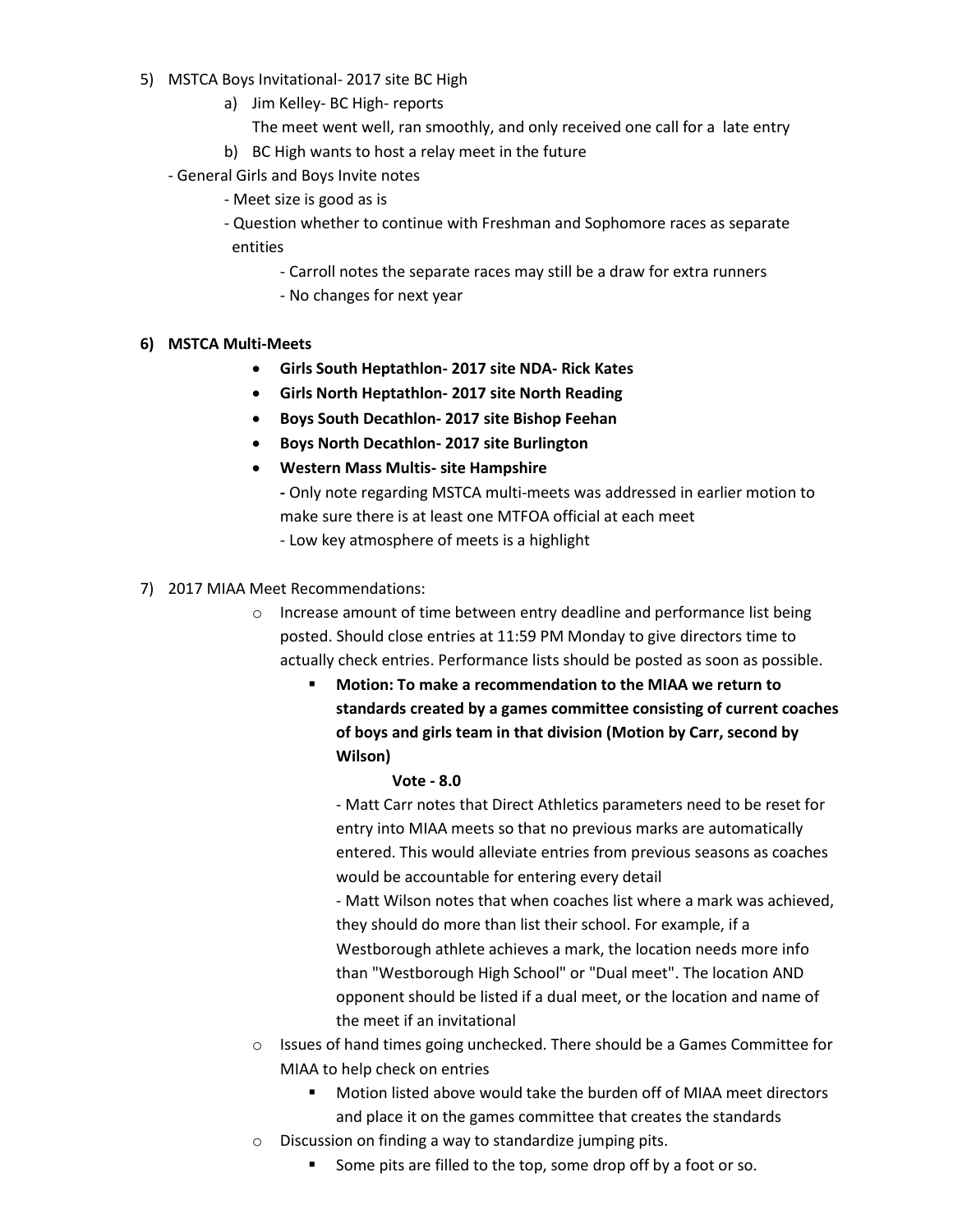5) MSTCA Boys Invitational- 2017 site BC High
    a) Jim Kelley- BC High- reports
       The meet went well, ran smoothly, and only received one call for a late entry
    b) BC High wants to host a relay meet in the future

- General Girls and Boys Invite notes
    - Meet size is good as is
    - Question whether to continue with Freshman and Sophomore races as separate entities
        - Carroll notes the separate races may still be a draw for extra runners
        - No changes for next year

**6) MSTCA Multi-Meets**

- **Girls South Heptathlon- 2017 site NDA- Rick Kates**
- **Girls North Heptathlon- 2017 site North Reading**
- **Boys South Decathlon- 2017 site Bishop Feehan**
- **Boys North Decathlon- 2017 site Burlington**
- **Western Mass Multis- site Hampshire**

  **-** Only note regarding MSTCA multi-meets was addressed in earlier motion to make sure there is at least one MTFOA official at each meet

  - Low key atmosphere of meets is a highlight

7) 2017 MIAA Meet Recommendations:

- Increase amount of time between entry deadline and performance list being posted. Should close entries at 11:59 PM Monday to give directors time to actually check entries. Performance lists should be posted as soon as possible.
    - **Motion: To make a recommendation to the MIAA we return to standards created by a games committee consisting of current coaches of boys and girls team in that division (Motion by Carr, second by Wilson)**

      **Vote - 8.0**

      - Matt Carr notes that Direct Athletics parameters need to be reset for entry into MIAA meets so that no previous marks are automatically entered. This would alleviate entries from previous seasons as coaches would be accountable for entering every detail

      - Matt Wilson notes that when coaches list where a mark was achieved, they should do more than list their school. For example, if a Westborough athlete achieves a mark, the location needs more info than "Westborough High School" or "Dual meet". The location AND opponent should be listed if a dual meet, or the location and name of the meet if an invitational
- Issues of hand times going unchecked. There should be a Games Committee for MIAA to help check on entries
    - Motion listed above would take the burden off of MIAA meet directors and place it on the games committee that creates the standards
- Discussion on finding a way to standardize jumping pits.
    - Some pits are filled to the top, some drop off by a foot or so.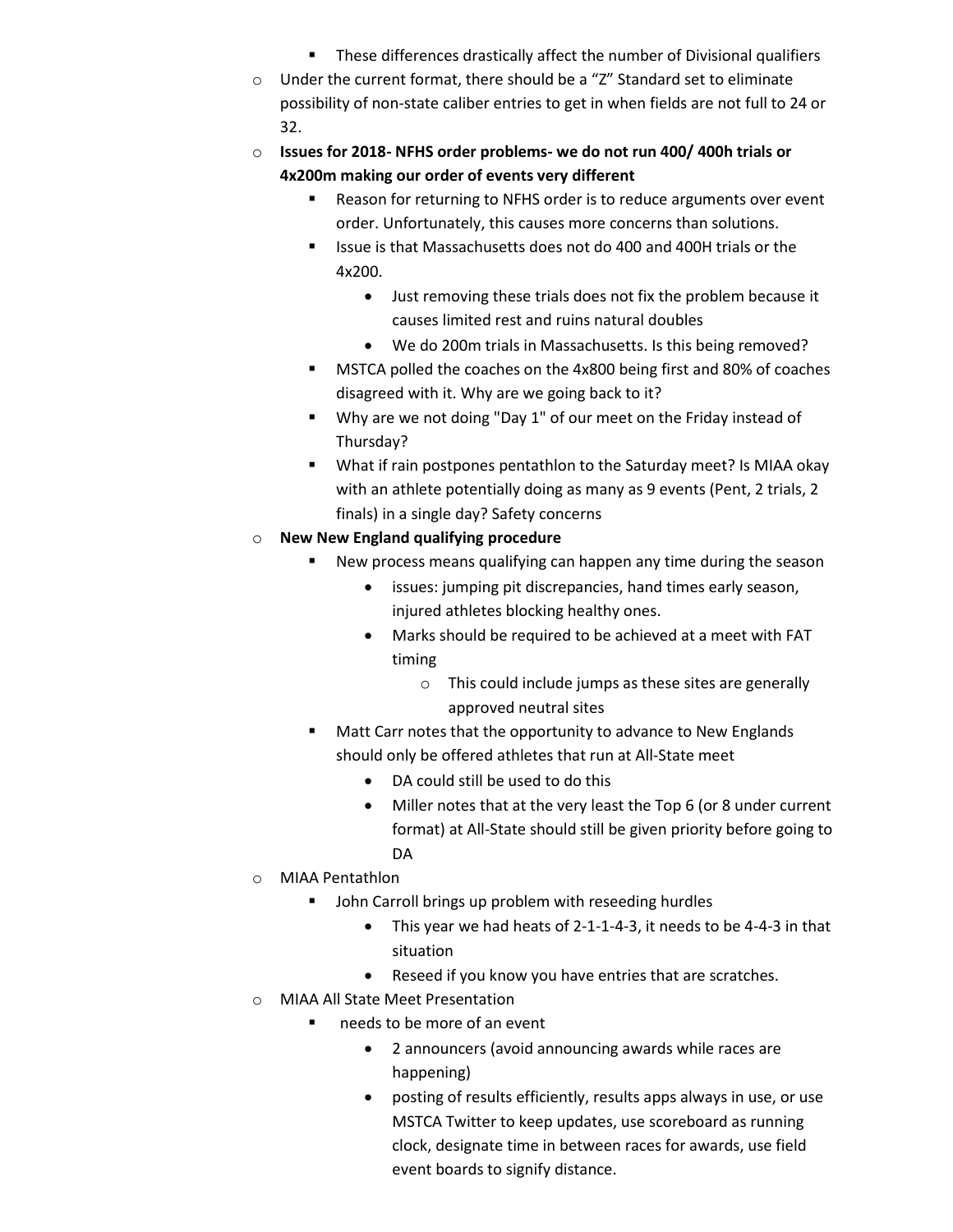- These differences drastically affect the number of Divisional qualifiers
- Under the current format, there should be a "Z" Standard set to eliminate possibility of non-state caliber entries to get in when fields are not full to 24 or 32.
- **Issues for 2018- NFHS order problems- we do not run 400/ 400h trials or 4x200m making our order of events very different**
    - Reason for returning to NFHS order is to reduce arguments over event order. Unfortunately, this causes more concerns than solutions.
    - Issue is that Massachusetts does not do 400 and 400H trials or the 4x200.
        - Just removing these trials does not fix the problem because it causes limited rest and ruins natural doubles
        - We do 200m trials in Massachusetts. Is this being removed?
    - MSTCA polled the coaches on the 4x800 being first and 80% of coaches disagreed with it. Why are we going back to it?
    - Why are we not doing "Day 1" of our meet on the Friday instead of Thursday?
    - What if rain postpones pentathlon to the Saturday meet? Is MIAA okay with an athlete potentially doing as many as 9 events (Pent, 2 trials, 2 finals) in a single day? Safety concerns
- **New New England qualifying procedure**
    - New process means qualifying can happen any time during the season
        - issues: jumping pit discrepancies, hand times early season, injured athletes blocking healthy ones.
        - Marks should be required to be achieved at a meet with FAT timing
            - This could include jumps as these sites are generally approved neutral sites
    - Matt Carr notes that the opportunity to advance to New Englands should only be offered athletes that run at All-State meet
        - DA could still be used to do this
        - Miller notes that at the very least the Top 6 (or 8 under current format) at All-State should still be given priority before going to DA
- MIAA Pentathlon
    - John Carroll brings up problem with reseeding hurdles
        - This year we had heats of 2-1-1-4-3, it needs to be 4-4-3 in that situation
        - Reseed if you know you have entries that are scratches.
- MIAA All State Meet Presentation
    - needs to be more of an event
        - 2 announcers (avoid announcing awards while races are happening)
        - posting of results efficiently, results apps always in use, or use MSTCA Twitter to keep updates, use scoreboard as running clock, designate time in between races for awards, use field event boards to signify distance.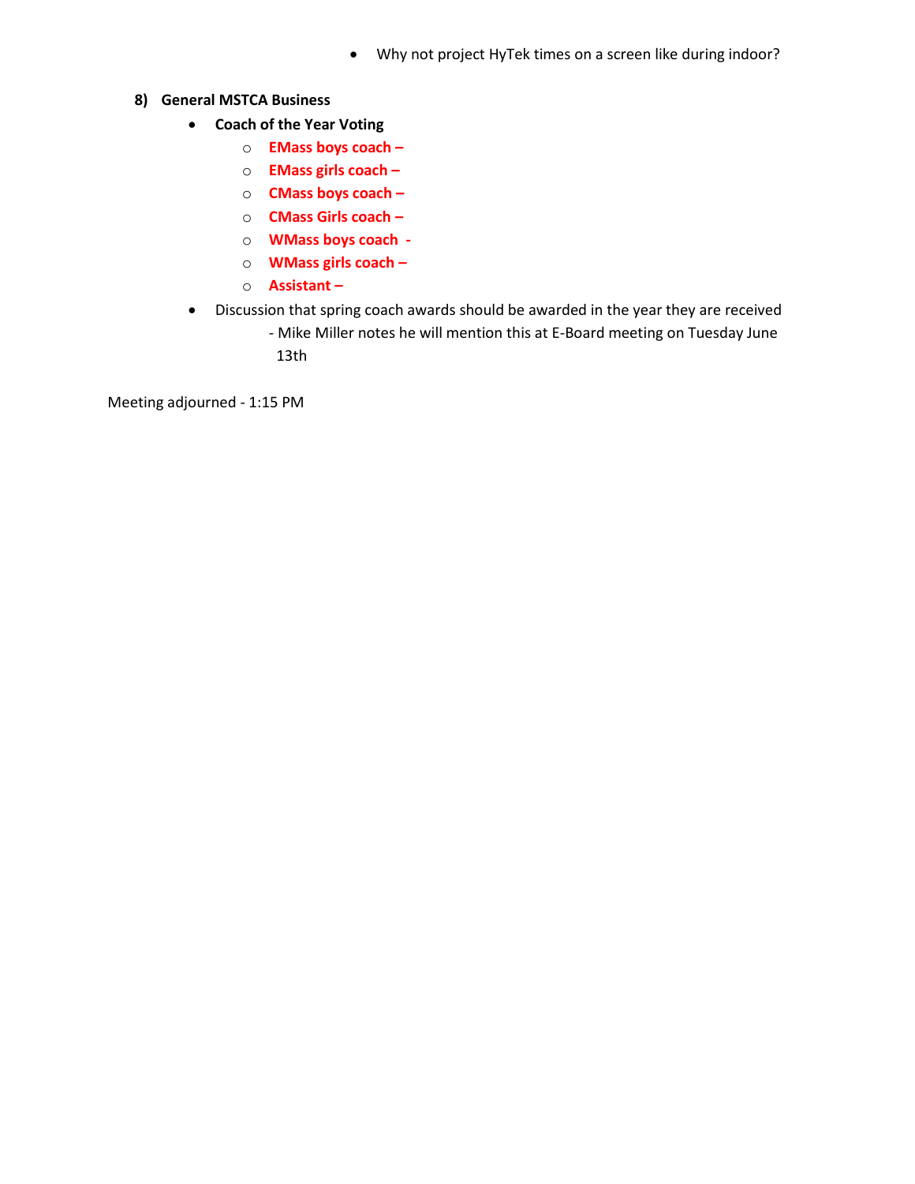- Why not project HyTek times on a screen like during indoor?

8) **General MSTCA Business**

- **Coach of the Year Voting**
    - **EMass boys coach –**
    - **EMass girls coach –**
    - **CMass boys coach –**
    - **CMass Girls coach –**
    - **WMass boys coach -**
    - **WMass girls coach –**
    - **Assistant –**
- Discussion that spring coach awards should be awarded in the year they are received
    - Mike Miller notes he will mention this at E-Board meeting on Tuesday June 13th

Meeting adjourned - 1:15 PM